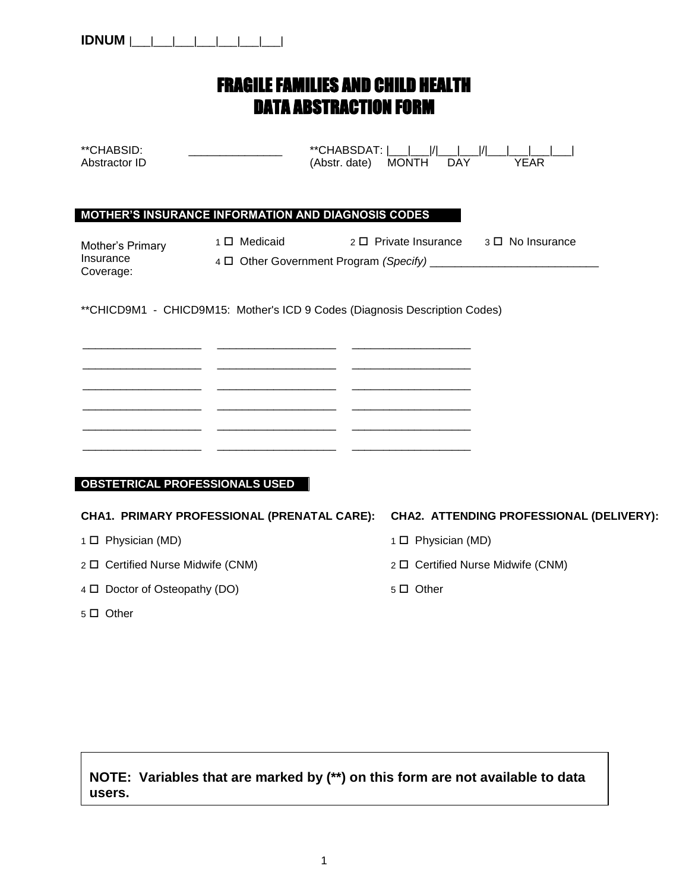**IDNUM** |___|___|___|___|___|___|___|

# FRAGILE FAMILIES AND CHILD HEALTH DATA ABSTRACTION FORM

**CHABSID: _______________ Abstractor ID

**CHABSDAT: |___|___|/|___|___|/|___|___|___|___| (Abstr. date) MONTH DAY YEAR

## MOTHER'S INSURANCE INFORMATION AND DIAGNOSIS CODES

Mother's Primary Insurance Coverage:

1 ☐ Medicaid  2 ☐ Private Insurance  3 ☐ No Insurance

4 ☐ Other Government Program *(Specify)* ___________________________

**CHICD9M1 - CHICD9M15: Mother's ICD 9 Codes (Diagnosis Description Codes)

___________________ ___________________ ___________________

___________________ ___________________ ___________________

___________________ ___________________ ___________________

___________________ ___________________ ___________________

___________________ ___________________ ___________________

___________________ ___________________ ___________________

## OBSTETRICAL PROFESSIONALS USED

**CHA1. PRIMARY PROFESSIONAL (PRENATAL CARE):**

1 ☐ Physician (MD)

2 ☐ Certified Nurse Midwife (CNM)

4 ☐ Doctor of Osteopathy (DO)

5 ☐ Other

**CHA2. ATTENDING PROFESSIONAL (DELIVERY):**

1 ☐ Physician (MD)

2 ☐ Certified Nurse Midwife (CNM)

5 ☐ Other

**NOTE: Variables that are marked by (**) on this form are not available to data users.**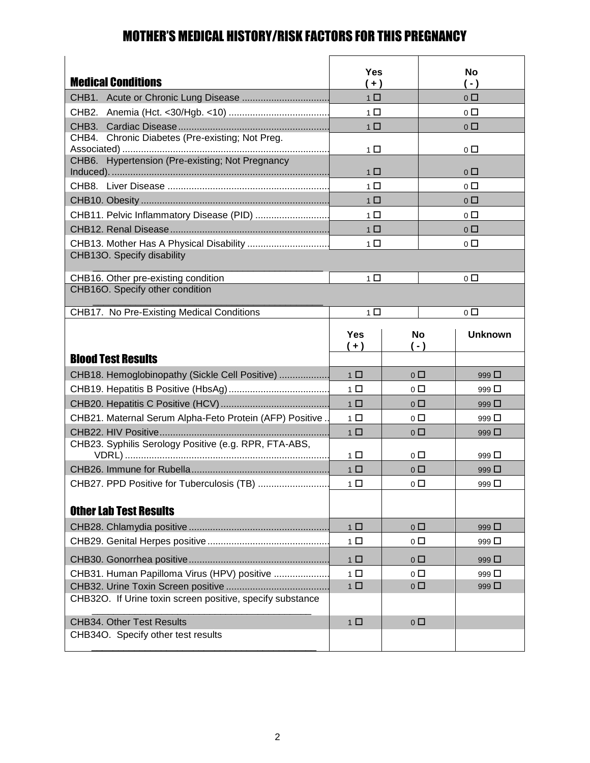# MOTHER'S MEDICAL HISTORY/RISK FACTORS FOR THIS PREGNANCY

| Medical Conditions | Yes (+) | No (-) |
|---|---|---|
| CHB1. Acute or Chronic Lung Disease | 1 ☐ | 0 ☐ |
| CHB2. Anemia (Hct. <30/Hgb. <10) | 1 ☐ | 0 ☐ |
| CHB3. Cardiac Disease | 1 ☐ | 0 ☐ |
| CHB4. Chronic Diabetes (Pre-existing; Not Preg. Associated) | 1 ☐ | 0 ☐ |
| CHB6. Hypertension (Pre-existing; Not Pregnancy Induced). | 1 ☐ | 0 ☐ |
| CHB8. Liver Disease | 1 ☐ | 0 ☐ |
| CHB10. Obesity | 1 ☐ | 0 ☐ |
| CHB11. Pelvic Inflammatory Disease (PID) | 1 ☐ | 0 ☐ |
| CHB12. Renal Disease | 1 ☐ | 0 ☐ |
| CHB13. Mother Has A Physical Disability | 1 ☐ | 0 ☐ |
| CHB13O. Specify disability ____________________________________________ | | |
| CHB16. Other pre-existing condition | 1 ☐ | 0 ☐ |
| CHB16O. Specify other condition ____________________________________________ | | |
| CHB17. No Pre-Existing Medical Conditions | 1 ☐ | 0 ☐ |

| Blood Test Results | Yes (+) | No (-) | Unknown |
|---|---|---|---|
| CHB18. Hemoglobinopathy (Sickle Cell Positive) | 1 ☐ | 0 ☐ | 999 ☐ |
| CHB19. Hepatitis B Positive (HbsAg) | 1 ☐ | 0 ☐ | 999 ☐ |
| CHB20. Hepatitis C Positive (HCV) | 1 ☐ | 0 ☐ | 999 ☐ |
| CHB21. Maternal Serum Alpha-Feto Protein (AFP) Positive | 1 ☐ | 0 ☐ | 999 ☐ |
| CHB22. HIV Positive | 1 ☐ | 0 ☐ | 999 ☐ |
| CHB23. Syphilis Serology Positive (e.g. RPR, FTA-ABS, VDRL) | 1 ☐ | 0 ☐ | 999 ☐ |
| CHB26. Immune for Rubella | 1 ☐ | 0 ☐ | 999 ☐ |
| CHB27. PPD Positive for Tuberculosis (TB) | 1 ☐ | 0 ☐ | 999 ☐ |
| **Other Lab Test Results** | | | |
| CHB28. Chlamydia positive | 1 ☐ | 0 ☐ | 999 ☐ |
| CHB29. Genital Herpes positive | 1 ☐ | 0 ☐ | 999 ☐ |
| CHB30. Gonorrhea positive | 1 ☐ | 0 ☐ | 999 ☐ |
| CHB31. Human Papilloma Virus (HPV) positive | 1 ☐ | 0 ☐ | 999 ☐ |
| CHB32. Urine Toxin Screen positive | 1 ☐ | 0 ☐ | 999 ☐ |
| CHB32O. If Urine toxin screen positive, specify substance ________________________________________ | | | |
| CHB34. Other Test Results | 1 ☐ | 0 ☐ | |
| CHB34O. Specify other test results ________________________________________ | | | |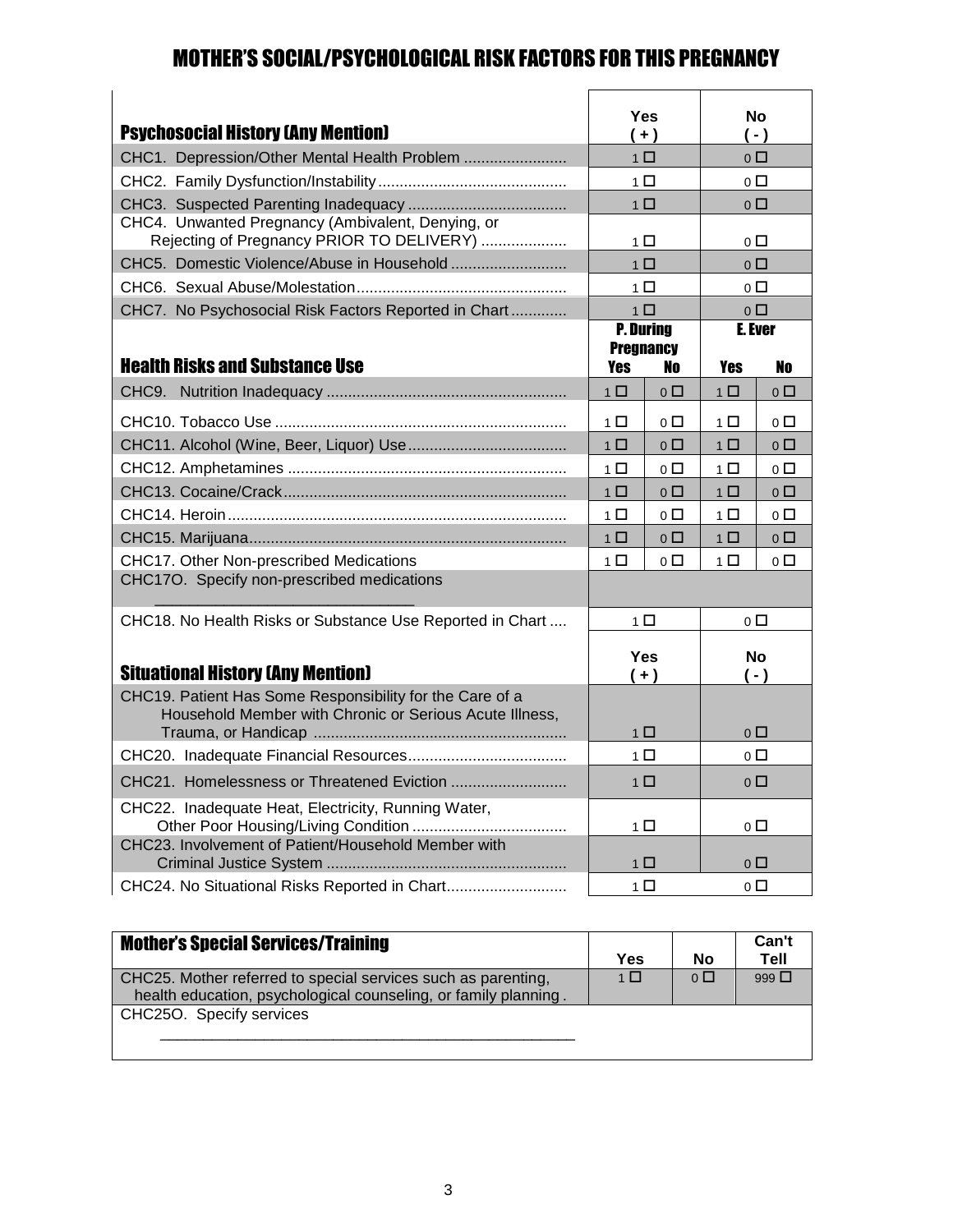# MOTHER'S SOCIAL/PSYCHOLOGICAL RISK FACTORS FOR THIS PREGNANCY

| Psychosocial History (Any Mention) | Yes (+) | | No (-) | |
|---|---|---|---|---|
| CHC1. Depression/Other Mental Health Problem | 1 ☐ | | 0 ☐ | |
| CHC2. Family Dysfunction/Instability | 1 ☐ | | 0 ☐ | |
| CHC3. Suspected Parenting Inadequacy | 1 ☐ | | 0 ☐ | |
| CHC4. Unwanted Pregnancy (Ambivalent, Denying, or Rejecting of Pregnancy PRIOR TO DELIVERY) | 1 ☐ | | 0 ☐ | |
| CHC5. Domestic Violence/Abuse in Household | 1 ☐ | | 0 ☐ | |
| CHC6. Sexual Abuse/Molestation | 1 ☐ | | 0 ☐ | |
| CHC7. No Psychosocial Risk Factors Reported in Chart | 1 ☐ | | 0 ☐ | |
| **Health Risks and Substance Use** | **P. During Pregnancy** | | **E. Ever** | |
| | **Yes** | **No** | **Yes** | **No** |
| CHC9. Nutrition Inadequacy | 1 ☐ | 0 ☐ | 1 ☐ | 0 ☐ |
| CHC10. Tobacco Use | 1 ☐ | 0 ☐ | 1 ☐ | 0 ☐ |
| CHC11. Alcohol (Wine, Beer, Liquor) Use | 1 ☐ | 0 ☐ | 1 ☐ | 0 ☐ |
| CHC12. Amphetamines | 1 ☐ | 0 ☐ | 1 ☐ | 0 ☐ |
| CHC13. Cocaine/Crack | 1 ☐ | 0 ☐ | 1 ☐ | 0 ☐ |
| CHC14. Heroin | 1 ☐ | 0 ☐ | 1 ☐ | 0 ☐ |
| CHC15. Marijuana | 1 ☐ | 0 ☐ | 1 ☐ | 0 ☐ |
| CHC17. Other Non-prescribed Medications | 1 ☐ | 0 ☐ | 1 ☐ | 0 ☐ |
| CHC17O. Specify non-prescribed medications ____________________________ | | | | |
| CHC18. No Health Risks or Substance Use Reported in Chart | 1 ☐ | | 0 ☐ | |
| **Situational History (Any Mention)** | **Yes (+)** | | **No (-)** | |
| CHC19. Patient Has Some Responsibility for the Care of a Household Member with Chronic or Serious Acute Illness, Trauma, or Handicap | 1 ☐ | | 0 ☐ | |
| CHC20. Inadequate Financial Resources | 1 ☐ | | 0 ☐ | |
| CHC21. Homelessness or Threatened Eviction | 1 ☐ | | 0 ☐ | |
| CHC22. Inadequate Heat, Electricity, Running Water, Other Poor Housing/Living Condition | 1 ☐ | | 0 ☐ | |
| CHC23. Involvement of Patient/Household Member with Criminal Justice System | 1 ☐ | | 0 ☐ | |
| CHC24. No Situational Risks Reported in Chart | 1 ☐ | | 0 ☐ | |

| Mother's Special Services/Training | Yes | No | Can't Tell |
|---|---|---|---|
| CHC25. Mother referred to special services such as parenting, health education, psychological counseling, or family planning. | 1 ☐ | 0 ☐ | 999 ☐ |
| CHC25O. Specify services ______________________________________________ | | | |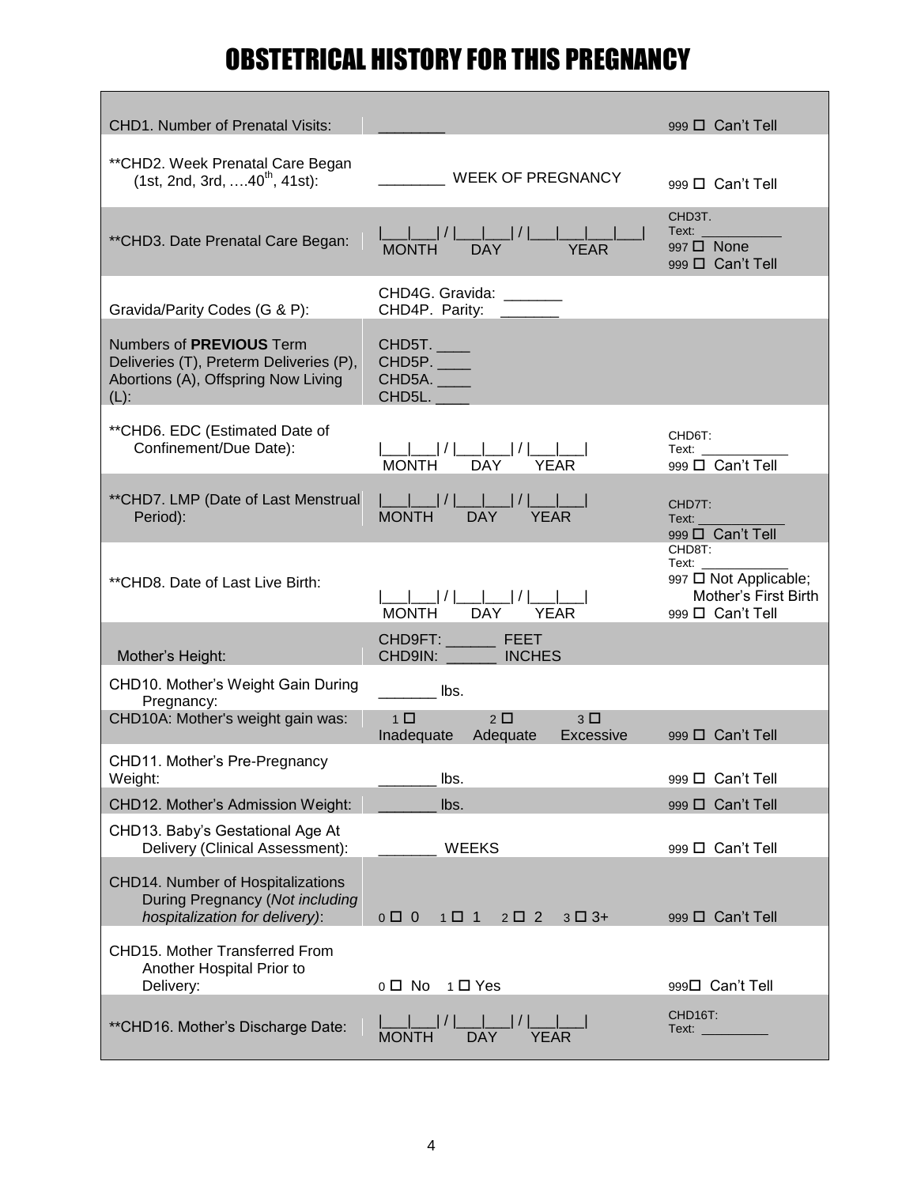# OBSTETRICAL HISTORY FOR THIS PREGNANCY

| | | |
|---|---|---|
| CHD1. Number of Prenatal Visits: | ________ | 999 ☐ Can't Tell |
| **CHD2. Week Prenatal Care Began (1st, 2nd, 3rd, ….40th, 41st): | ________ WEEK OF PREGNANCY | 999 ☐ Can't Tell |
| **CHD3. Date Prenatal Care Began: | \|___\|___\| / \|___\|___\| / \|___\|___\|___\|___\| MONTH DAY YEAR | CHD3T. Text: ___________ 997 ☐ None 999 ☐ Can't Tell |
| Gravida/Parity Codes (G & P): | CHD4G. Gravida: _______ CHD4P. Parity: _______ | |
| Numbers of **PREVIOUS** Term Deliveries (T), Preterm Deliveries (P), Abortions (A), Offspring Now Living (L): | CHD5T. ____ CHD5P. ____ CHD5A. ____ CHD5L. ____ | |
| **CHD6. EDC (Estimated Date of Confinement/Due Date): | \|___\|___\| / \|___\|___\| / \|___\|___\| MONTH DAY YEAR | CHD6T: Text: ___________ 999 ☐ Can't Tell |
| **CHD7. LMP (Date of Last Menstrual Period): | \|___\|___\| / \|___\|___\| / \|___\|___\| MONTH DAY YEAR | CHD7T: Text: ___________ 999 ☐ Can't Tell |
| **CHD8. Date of Last Live Birth: | \|___\|___\| / \|___\|___\| / \|___\|___\| MONTH DAY YEAR | CHD8T: Text: ___________ 997 ☐ Not Applicable; Mother's First Birth 999 ☐ Can't Tell |
| Mother's Height: | CHD9FT: ______ FEET CHD9IN: ______ INCHES | |
| CHD10. Mother's Weight Gain During Pregnancy: | _______ lbs. | |
| CHD10A: Mother's weight gain was: | 1 ☐ Inadequate 2 ☐ Adequate 3 ☐ Excessive | 999 ☐ Can't Tell |
| CHD11. Mother's Pre-Pregnancy Weight: | _______ lbs. | 999 ☐ Can't Tell |
| CHD12. Mother's Admission Weight: | _______ lbs. | 999 ☐ Can't Tell |
| CHD13. Baby's Gestational Age At Delivery (Clinical Assessment): | _______ WEEKS | 999 ☐ Can't Tell |
| CHD14. Number of Hospitalizations During Pregnancy (*Not including hospitalization for delivery*): | 0 ☐ 0 1 ☐ 1 2 ☐ 2 3 ☐ 3+ | 999 ☐ Can't Tell |
| CHD15. Mother Transferred From Another Hospital Prior to Delivery: | 0 ☐ No 1 ☐ Yes | 999☐ Can't Tell |
| **CHD16. Mother's Discharge Date: | \|___\|___\| / \|___\|___\| / \|___\|___\| MONTH DAY YEAR | CHD16T: Text: _________ |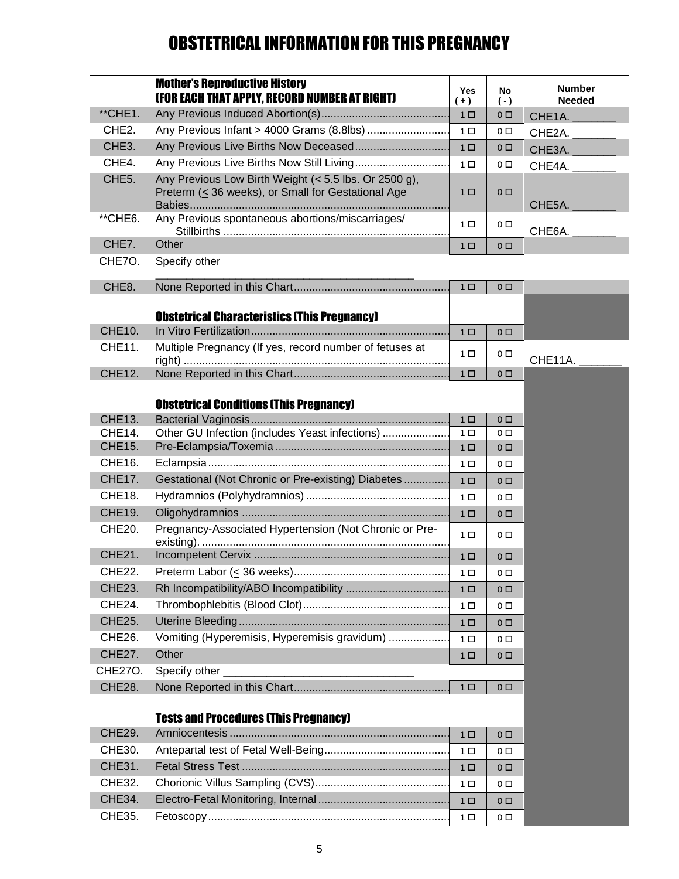# OBSTETRICAL INFORMATION FOR THIS PREGNANCY

| | Mother's Reproductive History (FOR EACH THAT APPLY, RECORD NUMBER AT RIGHT) | Yes (+) | No (-) | Number Needed |
|---|---|---|---|---|
| **CHE1. | Any Previous Induced Abortion(s) | 1 ☐ | 0 ☐ | CHE1A. _______ |
| CHE2. | Any Previous Infant > 4000 Grams (8.8lbs) | 1 ☐ | 0 ☐ | CHE2A. _______ |
| CHE3. | Any Previous Live Births Now Deceased | 1 ☐ | 0 ☐ | CHE3A. _______ |
| CHE4. | Any Previous Live Births Now Still Living | 1 ☐ | 0 ☐ | CHE4A. _______ |
| CHE5. | Any Previous Low Birth Weight (< 5.5 lbs. Or 2500 g), Preterm (≤ 36 weeks), or Small for Gestational Age Babies | 1 ☐ | 0 ☐ | CHE5A. _______ |
| **CHE6. | Any Previous spontaneous abortions/miscarriages/ Stillbirths | 1 ☐ | 0 ☐ | CHE6A. _______ |
| CHE7. | Other | 1 ☐ | 0 ☐ | |
| CHE7O. | Specify other ___________________________________________ | | | |
| CHE8. | None Reported in this Chart | 1 ☐ | 0 ☐ | |
| | **Obstetrical Characteristics (This Pregnancy)** | | | |
| CHE10. | In Vitro Fertilization | 1 ☐ | 0 ☐ | |
| CHE11. | Multiple Pregnancy (If yes, record number of fetuses at right) | 1 ☐ | 0 ☐ | CHE11A. _______ |
| CHE12. | None Reported in this Chart | 1 ☐ | 0 ☐ | |
| | **Obstetrical Conditions (This Pregnancy)** | | | |
| CHE13. | Bacterial Vaginosis | 1 ☐ | 0 ☐ | |
| CHE14. | Other GU Infection (includes Yeast infections) | 1 ☐ | 0 ☐ | |
| CHE15. | Pre-Eclampsia/Toxemia | 1 ☐ | 0 ☐ | |
| CHE16. | Eclampsia | 1 ☐ | 0 ☐ | |
| CHE17. | Gestational (Not Chronic or Pre-existing) Diabetes | 1 ☐ | 0 ☐ | |
| CHE18. | Hydramnios (Polyhydramnios) | 1 ☐ | 0 ☐ | |
| CHE19. | Oligohydramnios | 1 ☐ | 0 ☐ | |
| CHE20. | Pregnancy-Associated Hypertension (Not Chronic or Pre-existing). | 1 ☐ | 0 ☐ | |
| CHE21. | Incompetent Cervix | 1 ☐ | 0 ☐ | |
| CHE22. | Preterm Labor (≤ 36 weeks) | 1 ☐ | 0 ☐ | |
| CHE23. | Rh Incompatibility/ABO Incompatibility | 1 ☐ | 0 ☐ | |
| CHE24. | Thrombophlebitis (Blood Clot) | 1 ☐ | 0 ☐ | |
| CHE25. | Uterine Bleeding | 1 ☐ | 0 ☐ | |
| CHE26. | Vomiting (Hyperemisis, Hyperemisis gravidum) | 1 ☐ | 0 ☐ | |
| CHE27. | Other | 1 ☐ | 0 ☐ | |
| CHE27O. | Specify other _______________________________ | | | |
| CHE28. | None Reported in this Chart | 1 ☐ | 0 ☐ | |
| | **Tests and Procedures (This Pregnancy)** | | | |
| CHE29. | Amniocentesis | 1 ☐ | 0 ☐ | |
| CHE30. | Antepartal test of Fetal Well-Being | 1 ☐ | 0 ☐ | |
| CHE31. | Fetal Stress Test | 1 ☐ | 0 ☐ | |
| CHE32. | Chorionic Villus Sampling (CVS) | 1 ☐ | 0 ☐ | |
| CHE34. | Electro-Fetal Monitoring, Internal | 1 ☐ | 0 ☐ | |
| CHE35. | Fetoscopy | 1 ☐ | 0 ☐ | |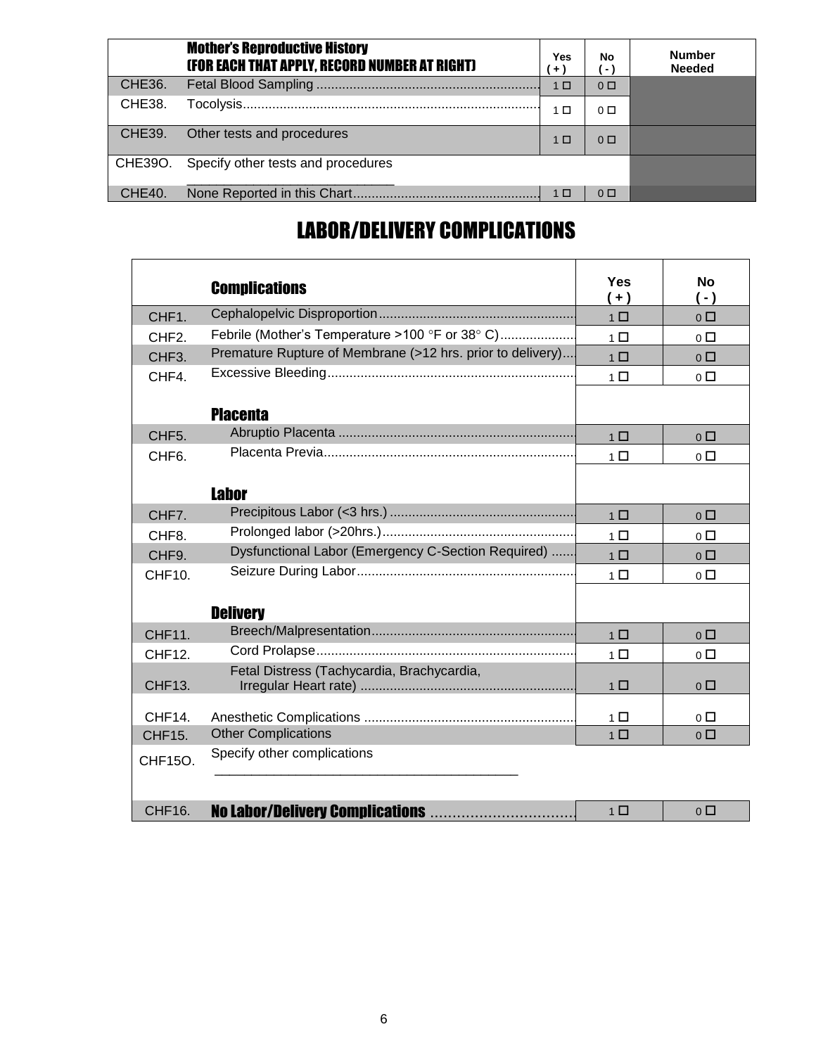| | Mother's Reproductive History (FOR EACH THAT APPLY, RECORD NUMBER AT RIGHT) | Yes (+) | No (-) | Number Needed |
|---|---|---|---|---|
| CHE36. | Fetal Blood Sampling | 1 ☐ | 0 ☐ | |
| CHE38. | Tocolysis | 1 ☐ | 0 ☐ | |
| CHE39. | Other tests and procedures | 1 ☐ | 0 ☐ | |
| CHE39O. | Specify other tests and procedures ____________________________ | | | |
| CHE40. | None Reported in this Chart | 1 ☐ | 0 ☐ | |

# LABOR/DELIVERY COMPLICATIONS

| | Complications | Yes (+) | No (-) |
|---|---|---|---|
| CHF1. | Cephalopelvic Disproportion | 1 ☐ | 0 ☐ |
| CHF2. | Febrile (Mother's Temperature >100 °F or 38° C) | 1 ☐ | 0 ☐ |
| CHF3. | Premature Rupture of Membrane (>12 hrs. prior to delivery) | 1 ☐ | 0 ☐ |
| CHF4. | Excessive Bleeding | 1 ☐ | 0 ☐ |
| | **Placenta** | | |
| CHF5. | Abruptio Placenta | 1 ☐ | 0 ☐ |
| CHF6. | Placenta Previa | 1 ☐ | 0 ☐ |
| | **Labor** | | |
| CHF7. | Precipitous Labor (<3 hrs.) | 1 ☐ | 0 ☐ |
| CHF8. | Prolonged labor (>20hrs.) | 1 ☐ | 0 ☐ |
| CHF9. | Dysfunctional Labor (Emergency C-Section Required) | 1 ☐ | 0 ☐ |
| CHF10. | Seizure During Labor | 1 ☐ | 0 ☐ |
| | **Delivery** | | |
| CHF11. | Breech/Malpresentation | 1 ☐ | 0 ☐ |
| CHF12. | Cord Prolapse | 1 ☐ | 0 ☐ |
| CHF13. | Fetal Distress (Tachycardia, Brachycardia, Irregular Heart rate) | 1 ☐ | 0 ☐ |
| CHF14. | Anesthetic Complications | 1 ☐ | 0 ☐ |
| CHF15. | Other Complications | 1 ☐ | 0 ☐ |
| CHF15O. | Specify other complications ____________________________________________ | | |
| CHF16. | **No Labor/Delivery Complications** | 1 ☐ | 0 ☐ |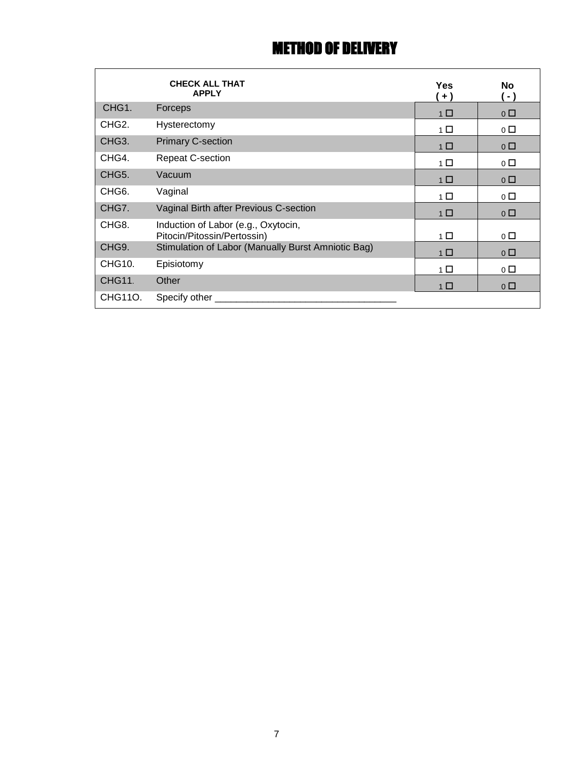# METHOD OF DELIVERY

| | CHECK ALL THAT APPLY | Yes ( + ) | No ( - ) |
|---|---|---|---|
| CHG1. | Forceps | 1 ☐ | 0 ☐ |
| CHG2. | Hysterectomy | 1 ☐ | 0 ☐ |
| CHG3. | Primary C-section | 1 ☐ | 0 ☐ |
| CHG4. | Repeat C-section | 1 ☐ | 0 ☐ |
| CHG5. | Vacuum | 1 ☐ | 0 ☐ |
| CHG6. | Vaginal | 1 ☐ | 0 ☐ |
| CHG7. | Vaginal Birth after Previous C-section | 1 ☐ | 0 ☐ |
| CHG8. | Induction of Labor (e.g., Oxytocin, Pitocin/Pitossin/Pertossin) | 1 ☐ | 0 ☐ |
| CHG9. | Stimulation of Labor (Manually Burst Amniotic Bag) | 1 ☐ | 0 ☐ |
| CHG10. | Episiotomy | 1 ☐ | 0 ☐ |
| CHG11. | Other | 1 ☐ | 0 ☐ |
| CHG11O. | Specify other ________________________________ | | |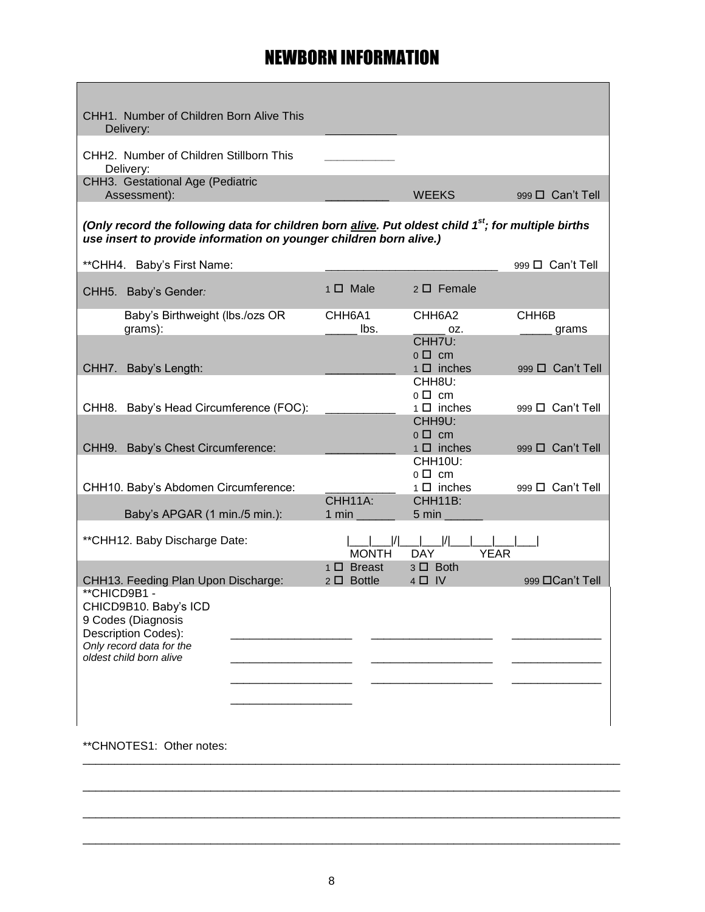# NEWBORN INFORMATION

| | | | |
|---|---|---|---|
| CHH1. Number of Children Born Alive This Delivery: | __________ | | |
| CHH2. Number of Children Stillborn This Delivery: | __________ | | |
| CHH3. Gestational Age (Pediatric Assessment): | __________ | WEEKS | 999 ☐ Can't Tell |

***(Only record the following data for children born alive. Put oldest child 1st; for multiple births use insert to provide information on younger children born alive.)***

| | | | |
|---|---|---|---|
| **CHH4. Baby's First Name: | __________________________ | | 999 ☐ Can't Tell |
| CHH5. Baby's Gender: | 1 ☐ Male | 2 ☐ Female | |
| Baby's Birthweight (lbs./ozs OR grams): | CHH6A1 _____ lbs. | CHH6A2 _____ oz. | CHH6B _____ grams |
| CHH7. Baby's Length: | __________ | CHH7U: 0 ☐ cm 1 ☐ inches | 999 ☐ Can't Tell |
| CHH8. Baby's Head Circumference (FOC): | __________ | CHH8U: 0 ☐ cm 1 ☐ inches | 999 ☐ Can't Tell |
| CHH9. Baby's Chest Circumference: | __________ | CHH9U: 0 ☐ cm 1 ☐ inches | 999 ☐ Can't Tell |
| CHH10. Baby's Abdomen Circumference: | __________ | CHH10U: 0 ☐ cm 1 ☐ inches | 999 ☐ Can't Tell |
| Baby's APGAR (1 min./5 min.): | CHH11A: 1 min ______ | CHH11B: 5 min ______ | |
| **CHH12. Baby Discharge Date: | \|___\|___\|/\|___\|___\|/\|___\|___\|___\|___\| MONTH | DAY | YEAR |
| CHH13. Feeding Plan Upon Discharge: | 1 ☐ Breast 2 ☐ Bottle | 3 ☐ Both 4 ☐ IV | 999 ☐Can't Tell |

**CHICD9B1 - CHICD9B10. Baby's ICD 9 Codes (Diagnosis Description Codes):
*Only record data for the oldest child born alive*

__________________ __________________ ______________

__________________ __________________ ______________

__________________ __________________ ______________

__________________

**CHNOTES1: Other notes:

________________________________________________________________________________

________________________________________________________________________________

________________________________________________________________________________

________________________________________________________________________________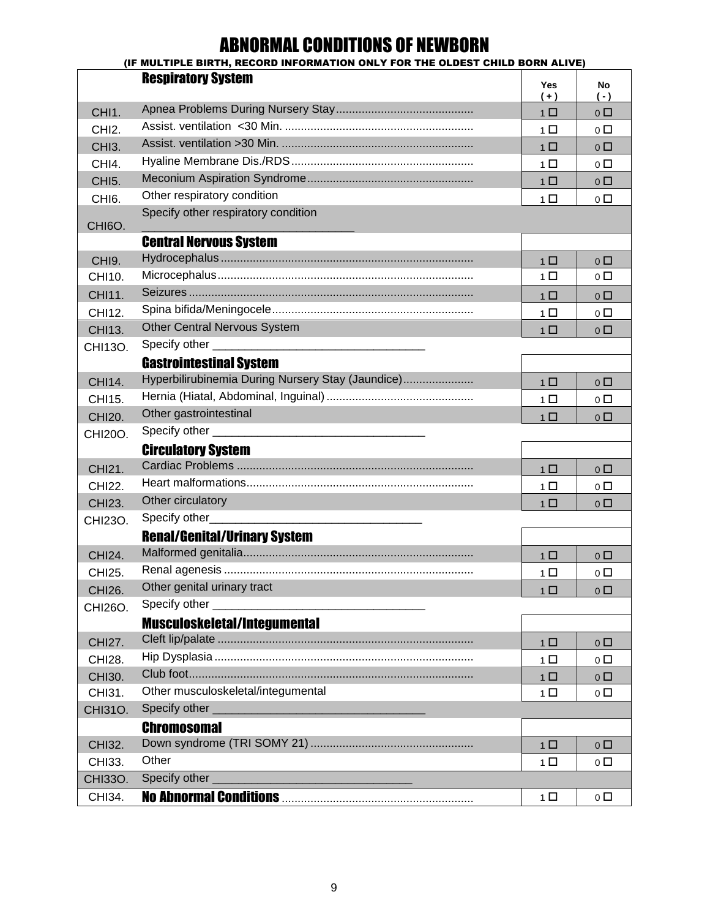# ABNORMAL CONDITIONS OF NEWBORN

**(IF MULTIPLE BIRTH, RECORD INFORMATION ONLY FOR THE OLDEST CHILD BORN ALIVE)**

| | **Respiratory System** | Yes ( + ) | No ( - ) |
|---|---|---|---|
| CHI1. | Apnea Problems During Nursery Stay | 1 ☐ | 0 ☐ |
| CHI2. | Assist. ventilation <30 Min. | 1 ☐ | 0 ☐ |
| CHI3. | Assist. ventilation >30 Min. | 1 ☐ | 0 ☐ |
| CHI4. | Hyaline Membrane Dis./RDS | 1 ☐ | 0 ☐ |
| CHI5. | Meconium Aspiration Syndrome | 1 ☐ | 0 ☐ |
| CHI6. | Other respiratory condition | 1 ☐ | 0 ☐ |
| CHI6O. | Specify other respiratory condition ______________________________ | | |
| | **Central Nervous System** | | |
| CHI9. | Hydrocephalus | 1 ☐ | 0 ☐ |
| CHI10. | Microcephalus | 1 ☐ | 0 ☐ |
| CHI11. | Seizures | 1 ☐ | 0 ☐ |
| CHI12. | Spina bifida/Meningocele | 1 ☐ | 0 ☐ |
| CHI13. | Other Central Nervous System | 1 ☐ | 0 ☐ |
| CHI13O. | Specify other ______________________________ | | |
| | **Gastrointestinal System** | | |
| CHI14. | Hyperbilirubinemia During Nursery Stay (Jaundice) | 1 ☐ | 0 ☐ |
| CHI15. | Hernia (Hiatal, Abdominal, Inguinal) | 1 ☐ | 0 ☐ |
| CHI20. | Other gastrointestinal | 1 ☐ | 0 ☐ |
| CHI20O. | Specify other ______________________________ | | |
| | **Circulatory System** | | |
| CHI21. | Cardiac Problems | 1 ☐ | 0 ☐ |
| CHI22. | Heart malformations | 1 ☐ | 0 ☐ |
| CHI23. | Other circulatory | 1 ☐ | 0 ☐ |
| CHI23O. | Specify other______________________________ | | |
| | **Renal/Genital/Urinary System** | | |
| CHI24. | Malformed genitalia | 1 ☐ | 0 ☐ |
| CHI25. | Renal agenesis | 1 ☐ | 0 ☐ |
| CHI26. | Other genital urinary tract | 1 ☐ | 0 ☐ |
| CHI26O. | Specify other ______________________________ | | |
| | **Musculoskeletal/Integumental** | | |
| CHI27. | Cleft lip/palate | 1 ☐ | 0 ☐ |
| CHI28. | Hip Dysplasia | 1 ☐ | 0 ☐ |
| CHI30. | Club foot | 1 ☐ | 0 ☐ |
| CHI31. | Other musculoskeletal/integumental | 1 ☐ | 0 ☐ |
| CHI31O. | Specify other ______________________________ | | |
| | **Chromosomal** | | |
| CHI32. | Down syndrome (TRI SOMY 21) | 1 ☐ | 0 ☐ |
| CHI33. | Other | 1 ☐ | 0 ☐ |
| CHI33O. | Specify other ______________________________ | | |
| CHI34. | **No Abnormal Conditions** | 1 ☐ | 0 ☐ |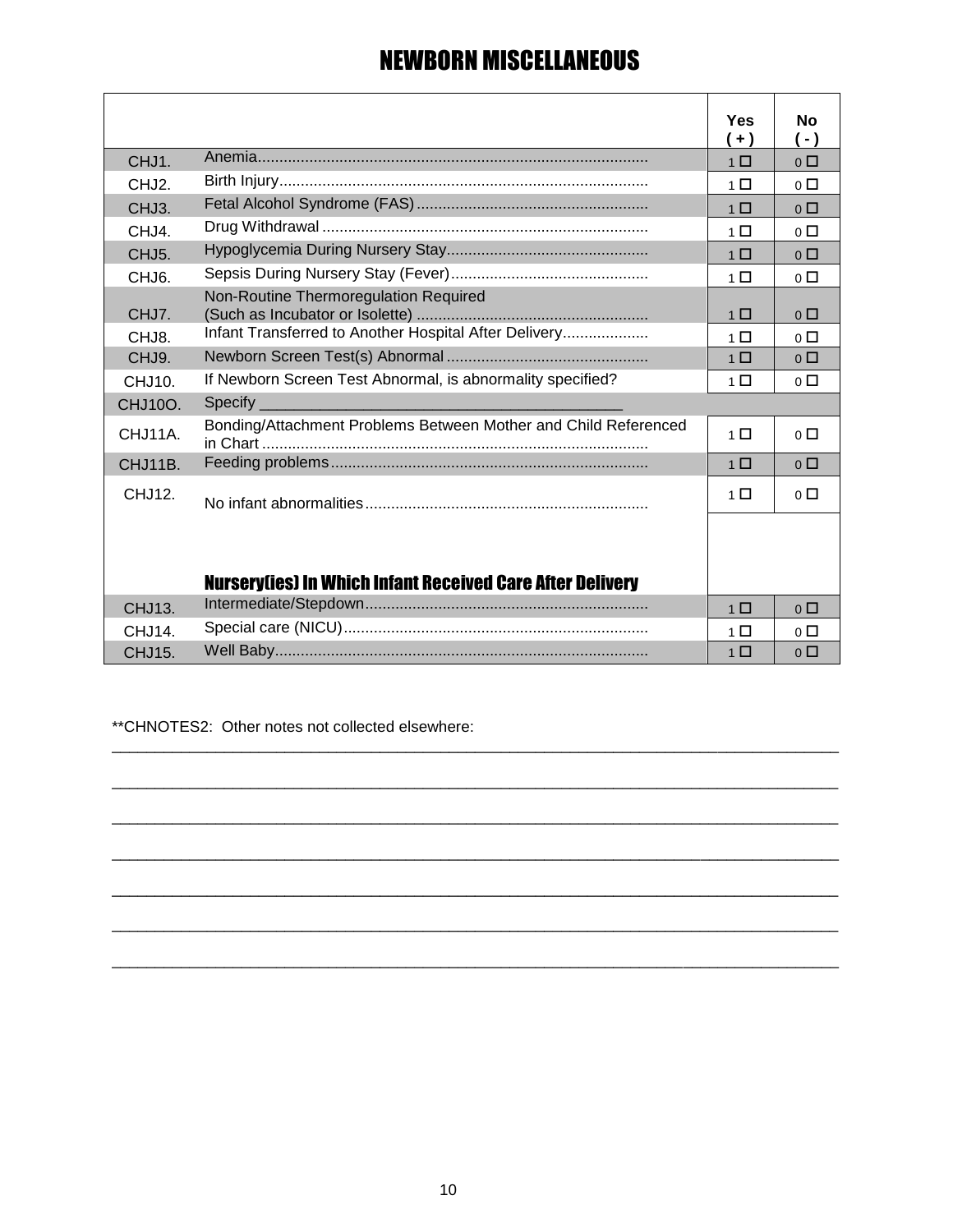# NEWBORN MISCELLANEOUS

| | | Yes ( + ) | No ( - ) |
|---|---|---|---|
| CHJ1. | Anemia.......................................................................................... | 1 ☐ | 0 ☐ |
| CHJ2. | Birth Injury..................................................................................... | 1 ☐ | 0 ☐ |
| CHJ3. | Fetal Alcohol Syndrome (FAS)..................................................... | 1 ☐ | 0 ☐ |
| CHJ4. | Drug Withdrawal ........................................................................... | 1 ☐ | 0 ☐ |
| CHJ5. | Hypoglycemia During Nursery Stay.............................................. | 1 ☐ | 0 ☐ |
| CHJ6. | Sepsis During Nursery Stay (Fever)............................................. | 1 ☐ | 0 ☐ |
| CHJ7. | Non-Routine Thermoregulation Required (Such as Incubator or Isolette) ..................................................... | 1 ☐ | 0 ☐ |
| CHJ8. | Infant Transferred to Another Hospital After Delivery.................... | 1 ☐ | 0 ☐ |
| CHJ9. | Newborn Screen Test(s) Abnormal .............................................. | 1 ☐ | 0 ☐ |
| CHJ10. | If Newborn Screen Test Abnormal, is abnormality specified? | 1 ☐ | 0 ☐ |
| CHJ10O. | Specify ___________________________________________ | | |
| CHJ11A. | Bonding/Attachment Problems Between Mother and Child Referenced in Chart ......................................................................................... | 1 ☐ | 0 ☐ |
| CHJ11B. | Feeding problems......................................................................... | 1 ☐ | 0 ☐ |
| CHJ12. | No infant abnormalities................................................................. | 1 ☐ | 0 ☐ |
| | **Nursery(ies) In Which Infant Received Care After Delivery** | | |
| CHJ13. | Intermediate/Stepdown................................................................. | 1 ☐ | 0 ☐ |
| CHJ14. | Special care (NICU)...................................................................... | 1 ☐ | 0 ☐ |
| CHJ15. | Well Baby...................................................................................... | 1 ☐ | 0 ☐ |

**CHNOTES2: Other notes not collected elsewhere:

_______________________________________________________________________________________

_______________________________________________________________________________________

_______________________________________________________________________________________

_______________________________________________________________________________________

_______________________________________________________________________________________

_______________________________________________________________________________________

_______________________________________________________________________________________